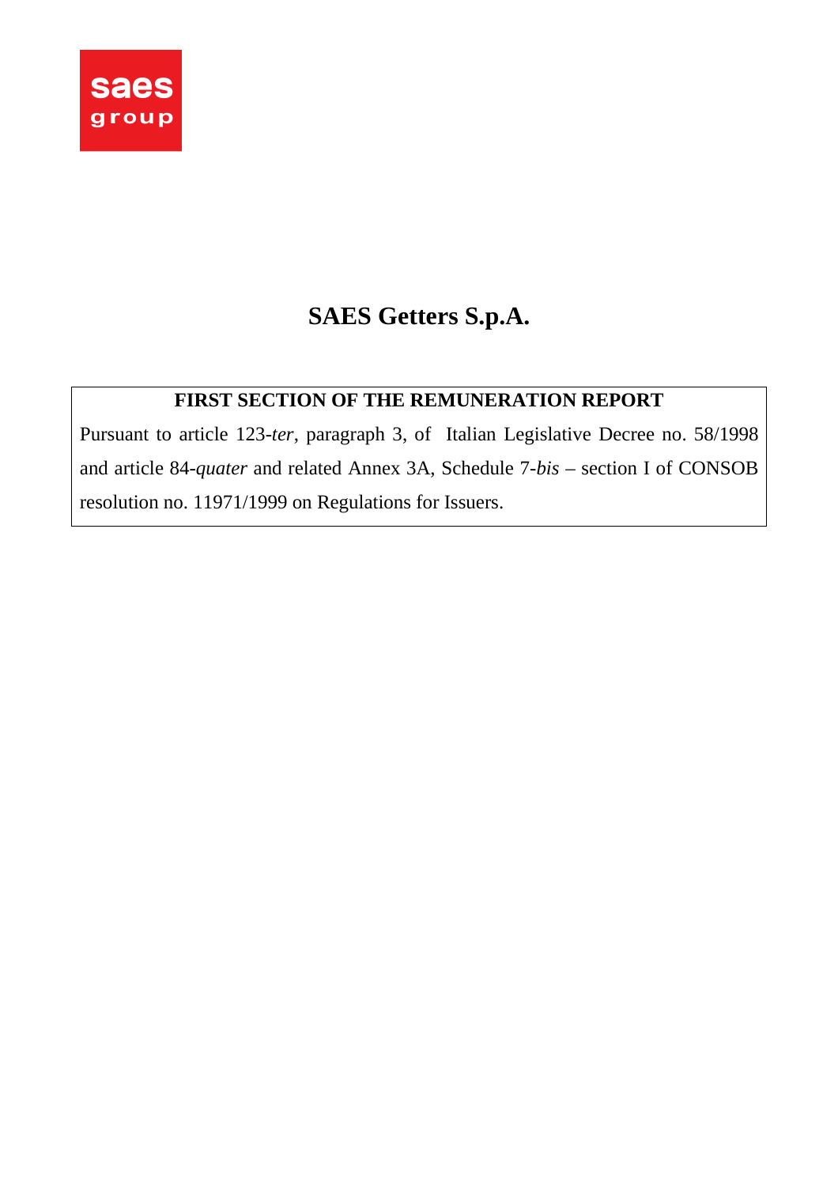saes group

# SAES Getters S.p.A.

**FIRST SECTION OF THE REMUNERATION REPORT**

Pursuant to article 123-*ter*, paragraph 3, of Italian Legislative Decree no. 58/1998 and article 84-*quater* and related Annex 3A, Schedule 7-*bis* – section I of CONSOB resolution no. 11971/1999 on Regulations for Issuers.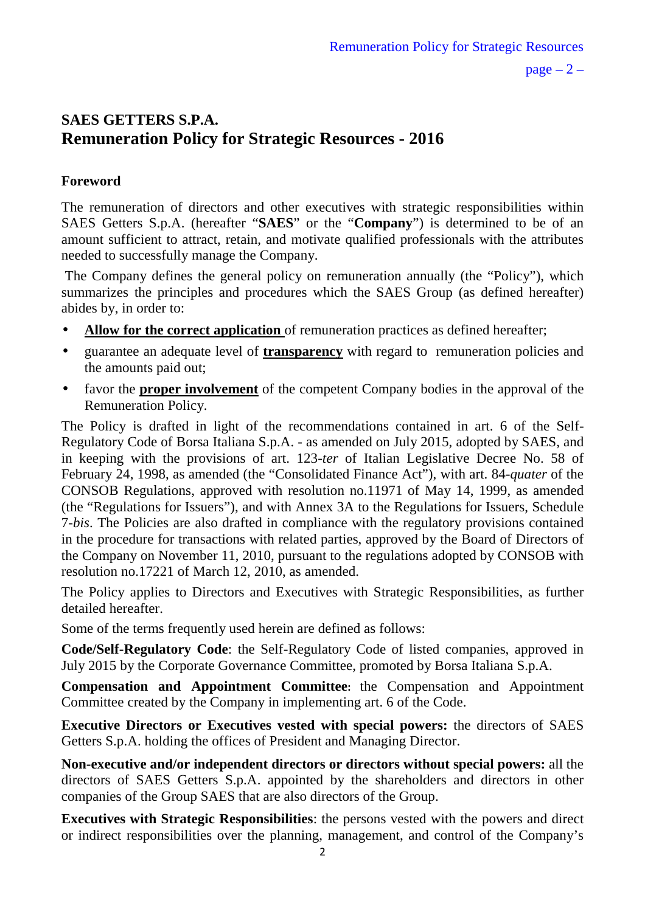# SAES GETTERS S.P.A.
# Remuneration Policy for Strategic Resources - 2016

## Foreword

The remuneration of directors and other executives with strategic responsibilities within SAES Getters S.p.A. (hereafter "**SAES**" or the "**Company**") is determined to be of an amount sufficient to attract, retain, and motivate qualified professionals with the attributes needed to successfully manage the Company.

The Company defines the general policy on remuneration annually (the "Policy"), which summarizes the principles and procedures which the SAES Group (as defined hereafter) abides by, in order to:

- **Allow for the correct application** of remuneration practices as defined hereafter;
- guarantee an adequate level of **transparency** with regard to remuneration policies and the amounts paid out;
- favor the **proper involvement** of the competent Company bodies in the approval of the Remuneration Policy.

The Policy is drafted in light of the recommendations contained in art. 6 of the Self-Regulatory Code of Borsa Italiana S.p.A. - as amended on July 2015, adopted by SAES, and in keeping with the provisions of art. 123-*ter* of Italian Legislative Decree No. 58 of February 24, 1998, as amended (the "Consolidated Finance Act"), with art. 84-*quater* of the CONSOB Regulations, approved with resolution no.11971 of May 14, 1999, as amended (the "Regulations for Issuers"), and with Annex 3A to the Regulations for Issuers, Schedule 7-*bis*. The Policies are also drafted in compliance with the regulatory provisions contained in the procedure for transactions with related parties, approved by the Board of Directors of the Company on November 11, 2010, pursuant to the regulations adopted by CONSOB with resolution no.17221 of March 12, 2010, as amended.

The Policy applies to Directors and Executives with Strategic Responsibilities, as further detailed hereafter.

Some of the terms frequently used herein are defined as follows:

**Code/Self-Regulatory Code**: the Self-Regulatory Code of listed companies, approved in July 2015 by the Corporate Governance Committee, promoted by Borsa Italiana S.p.A.

**Compensation and Appointment Committee**: the Compensation and Appointment Committee created by the Company in implementing art. 6 of the Code.

**Executive Directors or Executives vested with special powers:** the directors of SAES Getters S.p.A. holding the offices of President and Managing Director.

**Non-executive and/or independent directors or directors without special powers:** all the directors of SAES Getters S.p.A. appointed by the shareholders and directors in other companies of the Group SAES that are also directors of the Group.

**Executives with Strategic Responsibilities**: the persons vested with the powers and direct or indirect responsibilities over the planning, management, and control of the Company's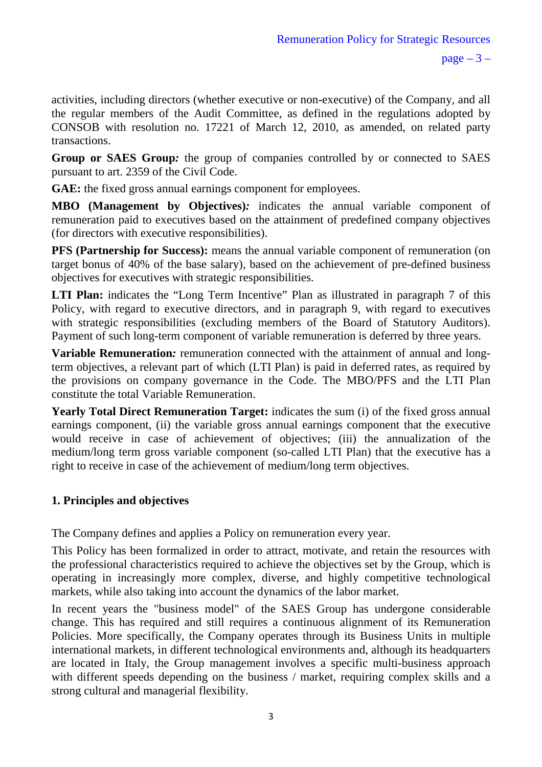activities, including directors (whether executive or non-executive) of the Company, and all the regular members of the Audit Committee, as defined in the regulations adopted by CONSOB with resolution no. 17221 of March 12, 2010, as amended, on related party transactions.

**Group or SAES Group***:* the group of companies controlled by or connected to SAES pursuant to art. 2359 of the Civil Code.

**GAE:** the fixed gross annual earnings component for employees.

**MBO (Management by Objectives)***:* indicates the annual variable component of remuneration paid to executives based on the attainment of predefined company objectives (for directors with executive responsibilities).

**PFS (Partnership for Success):** means the annual variable component of remuneration (on target bonus of 40% of the base salary), based on the achievement of pre-defined business objectives for executives with strategic responsibilities.

**LTI Plan:** indicates the "Long Term Incentive" Plan as illustrated in paragraph 7 of this Policy, with regard to executive directors, and in paragraph 9, with regard to executives with strategic responsibilities (excluding members of the Board of Statutory Auditors). Payment of such long-term component of variable remuneration is deferred by three years.

**Variable Remuneration***:* remuneration connected with the attainment of annual and long-term objectives, a relevant part of which (LTI Plan) is paid in deferred rates, as required by the provisions on company governance in the Code. The MBO/PFS and the LTI Plan constitute the total Variable Remuneration.

**Yearly Total Direct Remuneration Target:** indicates the sum (i) of the fixed gross annual earnings component, (ii) the variable gross annual earnings component that the executive would receive in case of achievement of objectives; (iii) the annualization of the medium/long term gross variable component (so-called LTI Plan) that the executive has a right to receive in case of the achievement of medium/long term objectives.

## 1. Principles and objectives

The Company defines and applies a Policy on remuneration every year.

This Policy has been formalized in order to attract, motivate, and retain the resources with the professional characteristics required to achieve the objectives set by the Group, which is operating in increasingly more complex, diverse, and highly competitive technological markets, while also taking into account the dynamics of the labor market.

In recent years the "business model" of the SAES Group has undergone considerable change. This has required and still requires a continuous alignment of its Remuneration Policies. More specifically, the Company operates through its Business Units in multiple international markets, in different technological environments and, although its headquarters are located in Italy, the Group management involves a specific multi-business approach with different speeds depending on the business / market, requiring complex skills and a strong cultural and managerial flexibility.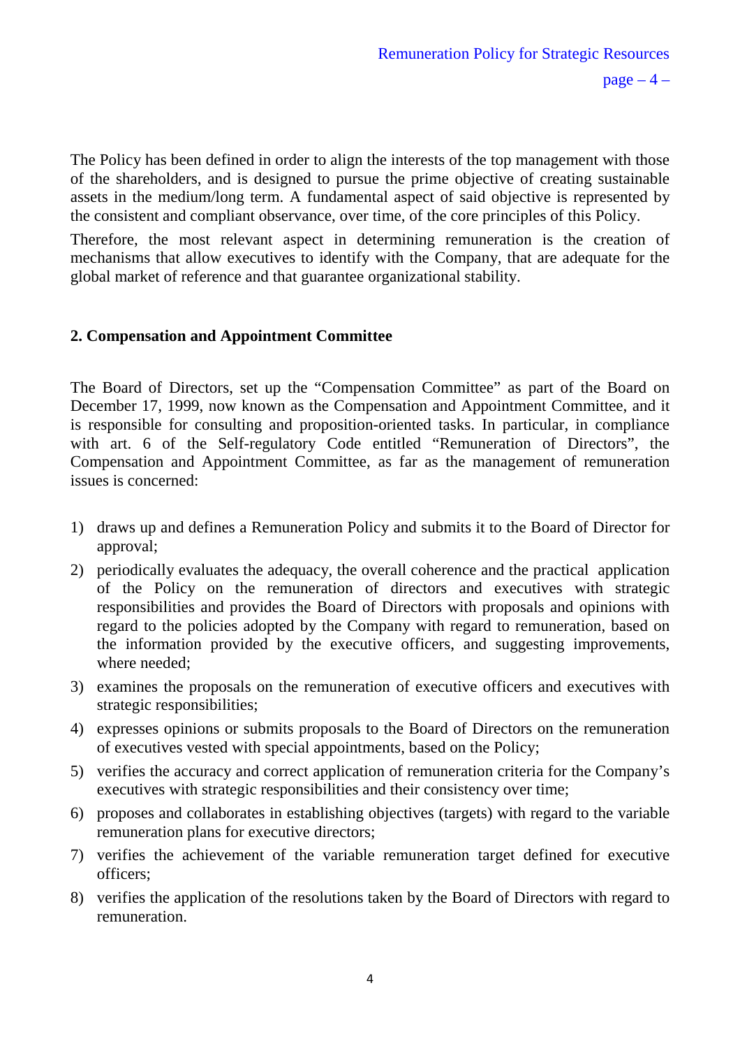The Policy has been defined in order to align the interests of the top management with those of the shareholders, and is designed to pursue the prime objective of creating sustainable assets in the medium/long term. A fundamental aspect of said objective is represented by the consistent and compliant observance, over time, of the core principles of this Policy.

Therefore, the most relevant aspect in determining remuneration is the creation of mechanisms that allow executives to identify with the Company, that are adequate for the global market of reference and that guarantee organizational stability.

## 2. Compensation and Appointment Committee

The Board of Directors, set up the "Compensation Committee" as part of the Board on December 17, 1999, now known as the Compensation and Appointment Committee, and it is responsible for consulting and proposition-oriented tasks. In particular, in compliance with art. 6 of the Self-regulatory Code entitled "Remuneration of Directors", the Compensation and Appointment Committee, as far as the management of remuneration issues is concerned:

1) draws up and defines a Remuneration Policy and submits it to the Board of Director for approval;
2) periodically evaluates the adequacy, the overall coherence and the practical application of the Policy on the remuneration of directors and executives with strategic responsibilities and provides the Board of Directors with proposals and opinions with regard to the policies adopted by the Company with regard to remuneration, based on the information provided by the executive officers, and suggesting improvements, where needed;
3) examines the proposals on the remuneration of executive officers and executives with strategic responsibilities;
4) expresses opinions or submits proposals to the Board of Directors on the remuneration of executives vested with special appointments, based on the Policy;
5) verifies the accuracy and correct application of remuneration criteria for the Company's executives with strategic responsibilities and their consistency over time;
6) proposes and collaborates in establishing objectives (targets) with regard to the variable remuneration plans for executive directors;
7) verifies the achievement of the variable remuneration target defined for executive officers;
8) verifies the application of the resolutions taken by the Board of Directors with regard to remuneration.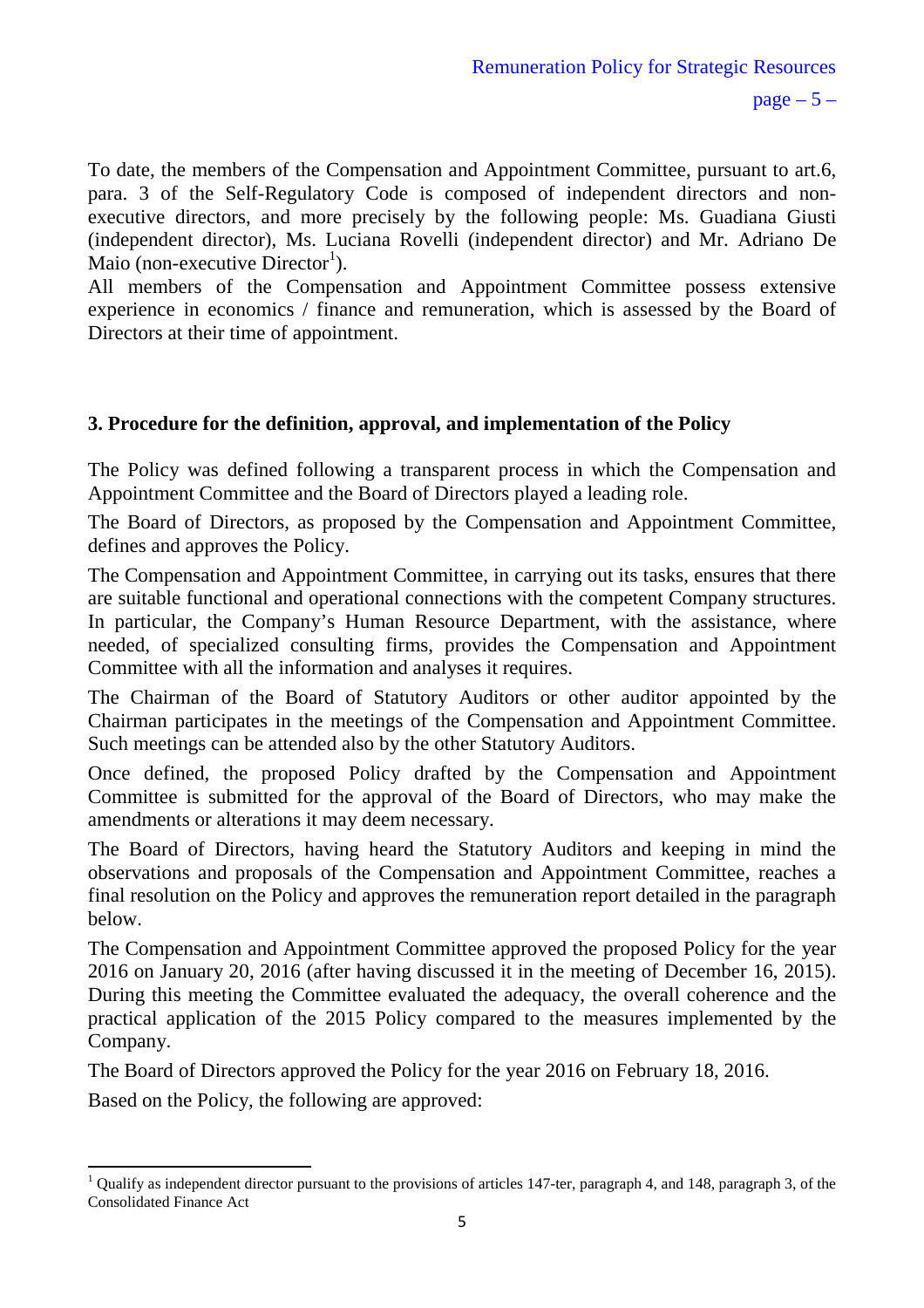To date, the members of the Compensation and Appointment Committee, pursuant to art.6, para. 3 of the Self-Regulatory Code is composed of independent directors and non-executive directors, and more precisely by the following people: Ms. Guadiana Giusti (independent director), Ms. Luciana Rovelli (independent director) and Mr. Adriano De Maio (non-executive Director[1]).

All members of the Compensation and Appointment Committee possess extensive experience in economics / finance and remuneration, which is assessed by the Board of Directors at their time of appointment.

### 3. Procedure for the definition, approval, and implementation of the Policy

The Policy was defined following a transparent process in which the Compensation and Appointment Committee and the Board of Directors played a leading role.

The Board of Directors, as proposed by the Compensation and Appointment Committee, defines and approves the Policy.

The Compensation and Appointment Committee, in carrying out its tasks, ensures that there are suitable functional and operational connections with the competent Company structures. In particular, the Company's Human Resource Department, with the assistance, where needed, of specialized consulting firms, provides the Compensation and Appointment Committee with all the information and analyses it requires.

The Chairman of the Board of Statutory Auditors or other auditor appointed by the Chairman participates in the meetings of the Compensation and Appointment Committee. Such meetings can be attended also by the other Statutory Auditors.

Once defined, the proposed Policy drafted by the Compensation and Appointment Committee is submitted for the approval of the Board of Directors, who may make the amendments or alterations it may deem necessary.

The Board of Directors, having heard the Statutory Auditors and keeping in mind the observations and proposals of the Compensation and Appointment Committee, reaches a final resolution on the Policy and approves the remuneration report detailed in the paragraph below.

The Compensation and Appointment Committee approved the proposed Policy for the year 2016 on January 20, 2016 (after having discussed it in the meeting of December 16, 2015). During this meeting the Committee evaluated the adequacy, the overall coherence and the practical application of the 2015 Policy compared to the measures implemented by the Company.

The Board of Directors approved the Policy for the year 2016 on February 18, 2016.

Based on the Policy, the following are approved:

---

[1] Qualify as independent director pursuant to the provisions of articles 147-ter, paragraph 4, and 148, paragraph 3, of the Consolidated Finance Act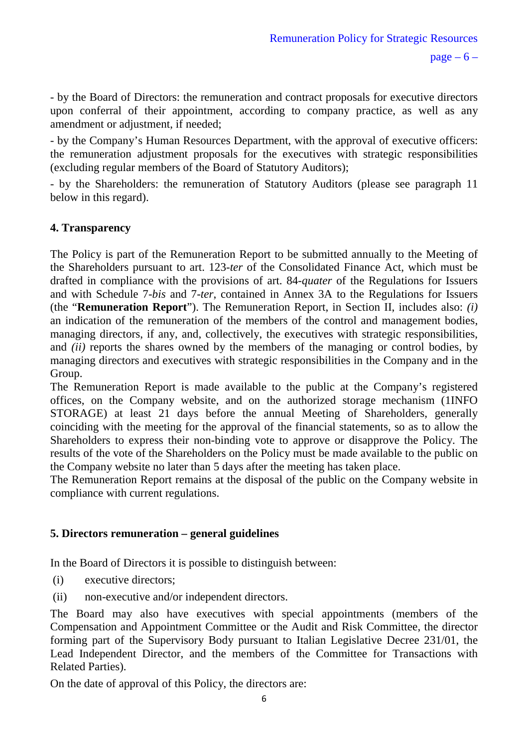- by the Board of Directors: the remuneration and contract proposals for executive directors upon conferral of their appointment, according to company practice, as well as any amendment or adjustment, if needed;

- by the Company's Human Resources Department, with the approval of executive officers: the remuneration adjustment proposals for the executives with strategic responsibilities (excluding regular members of the Board of Statutory Auditors);

- by the Shareholders: the remuneration of Statutory Auditors (please see paragraph 11 below in this regard).

## 4. Transparency

The Policy is part of the Remuneration Report to be submitted annually to the Meeting of the Shareholders pursuant to art. 123-*ter* of the Consolidated Finance Act, which must be drafted in compliance with the provisions of art. 84-*quater* of the Regulations for Issuers and with Schedule 7-*bis* and 7-*ter*, contained in Annex 3A to the Regulations for Issuers (the "**Remuneration Report**"). The Remuneration Report, in Section II, includes also: *(i)* an indication of the remuneration of the members of the control and management bodies, managing directors, if any, and, collectively, the executives with strategic responsibilities, and *(ii)* reports the shares owned by the members of the managing or control bodies, by managing directors and executives with strategic responsibilities in the Company and in the Group.

The Remuneration Report is made available to the public at the Company's registered offices, on the Company website, and on the authorized storage mechanism (1INFO STORAGE) at least 21 days before the annual Meeting of Shareholders, generally coinciding with the meeting for the approval of the financial statements, so as to allow the Shareholders to express their non-binding vote to approve or disapprove the Policy. The results of the vote of the Shareholders on the Policy must be made available to the public on the Company website no later than 5 days after the meeting has taken place.

The Remuneration Report remains at the disposal of the public on the Company website in compliance with current regulations.

## 5. Directors remuneration – general guidelines

In the Board of Directors it is possible to distinguish between:

(i) executive directors;

(ii) non-executive and/or independent directors.

The Board may also have executives with special appointments (members of the Compensation and Appointment Committee or the Audit and Risk Committee, the director forming part of the Supervisory Body pursuant to Italian Legislative Decree 231/01, the Lead Independent Director, and the members of the Committee for Transactions with Related Parties).

On the date of approval of this Policy, the directors are: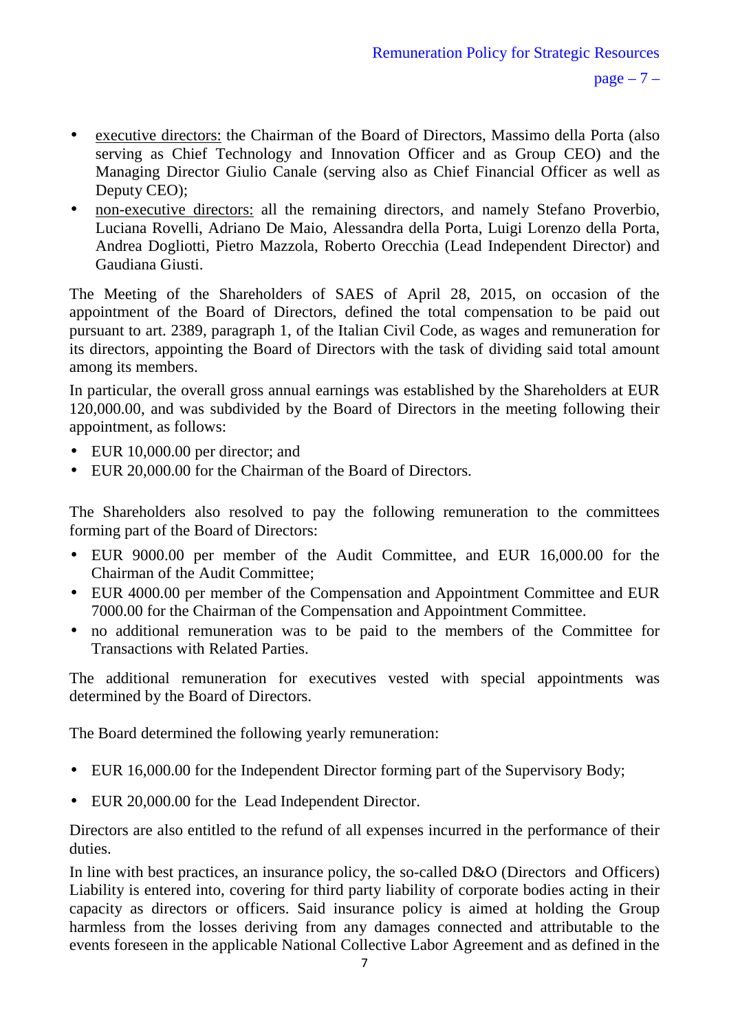- <u>executive directors:</u> the Chairman of the Board of Directors, Massimo della Porta (also serving as Chief Technology and Innovation Officer and as Group CEO) and the Managing Director Giulio Canale (serving also as Chief Financial Officer as well as Deputy CEO);
- <u>non-executive directors:</u> all the remaining directors, and namely Stefano Proverbio, Luciana Rovelli, Adriano De Maio, Alessandra della Porta, Luigi Lorenzo della Porta, Andrea Dogliotti, Pietro Mazzola, Roberto Orecchia (Lead Independent Director) and Gaudiana Giusti.

The Meeting of the Shareholders of SAES of April 28, 2015, on occasion of the appointment of the Board of Directors, defined the total compensation to be paid out pursuant to art. 2389, paragraph 1, of the Italian Civil Code, as wages and remuneration for its directors, appointing the Board of Directors with the task of dividing said total amount among its members.

In particular, the overall gross annual earnings was established by the Shareholders at EUR 120,000.00, and was subdivided by the Board of Directors in the meeting following their appointment, as follows:

- EUR 10,000.00 per director; and
- EUR 20,000.00 for the Chairman of the Board of Directors.

The Shareholders also resolved to pay the following remuneration to the committees forming part of the Board of Directors:

- EUR 9000.00 per member of the Audit Committee, and EUR 16,000.00 for the Chairman of the Audit Committee;
- EUR 4000.00 per member of the Compensation and Appointment Committee and EUR 7000.00 for the Chairman of the Compensation and Appointment Committee.
- no additional remuneration was to be paid to the members of the Committee for Transactions with Related Parties.

The additional remuneration for executives vested with special appointments was determined by the Board of Directors.

The Board determined the following yearly remuneration:

- EUR 16,000.00 for the Independent Director forming part of the Supervisory Body;
- EUR 20,000.00 for the Lead Independent Director.

Directors are also entitled to the refund of all expenses incurred in the performance of their duties.

In line with best practices, an insurance policy, the so-called D&O (Directors and Officers) Liability is entered into, covering for third party liability of corporate bodies acting in their capacity as directors or officers. Said insurance policy is aimed at holding the Group harmless from the losses deriving from any damages connected and attributable to the events foreseen in the applicable National Collective Labor Agreement and as defined in the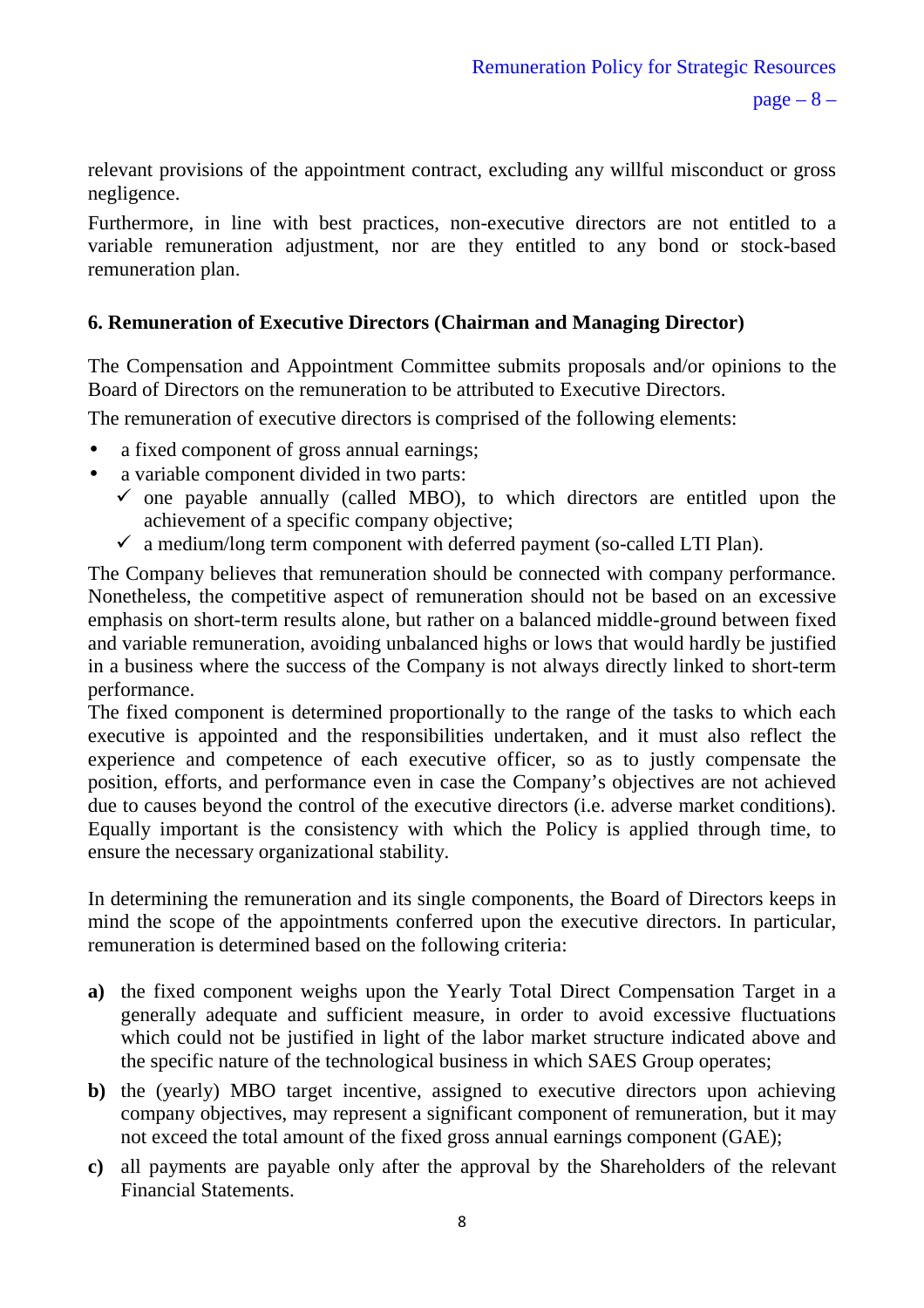relevant provisions of the appointment contract, excluding any willful misconduct or gross negligence.

Furthermore, in line with best practices, non-executive directors are not entitled to a variable remuneration adjustment, nor are they entitled to any bond or stock-based remuneration plan.

### 6. Remuneration of Executive Directors (Chairman and Managing Director)

The Compensation and Appointment Committee submits proposals and/or opinions to the Board of Directors on the remuneration to be attributed to Executive Directors.

The remuneration of executive directors is comprised of the following elements:

- a fixed component of gross annual earnings;
- a variable component divided in two parts:
  - ✓ one payable annually (called MBO), to which directors are entitled upon the achievement of a specific company objective;
  - ✓ a medium/long term component with deferred payment (so-called LTI Plan).

The Company believes that remuneration should be connected with company performance. Nonetheless, the competitive aspect of remuneration should not be based on an excessive emphasis on short-term results alone, but rather on a balanced middle-ground between fixed and variable remuneration, avoiding unbalanced highs or lows that would hardly be justified in a business where the success of the Company is not always directly linked to short-term performance.

The fixed component is determined proportionally to the range of the tasks to which each executive is appointed and the responsibilities undertaken, and it must also reflect the experience and competence of each executive officer, so as to justly compensate the position, efforts, and performance even in case the Company's objectives are not achieved due to causes beyond the control of the executive directors (i.e. adverse market conditions). Equally important is the consistency with which the Policy is applied through time, to ensure the necessary organizational stability.

In determining the remuneration and its single components, the Board of Directors keeps in mind the scope of the appointments conferred upon the executive directors. In particular, remuneration is determined based on the following criteria:

**a)** the fixed component weighs upon the Yearly Total Direct Compensation Target in a generally adequate and sufficient measure, in order to avoid excessive fluctuations which could not be justified in light of the labor market structure indicated above and the specific nature of the technological business in which SAES Group operates;

**b)** the (yearly) MBO target incentive, assigned to executive directors upon achieving company objectives, may represent a significant component of remuneration, but it may not exceed the total amount of the fixed gross annual earnings component (GAE);

**c)** all payments are payable only after the approval by the Shareholders of the relevant Financial Statements.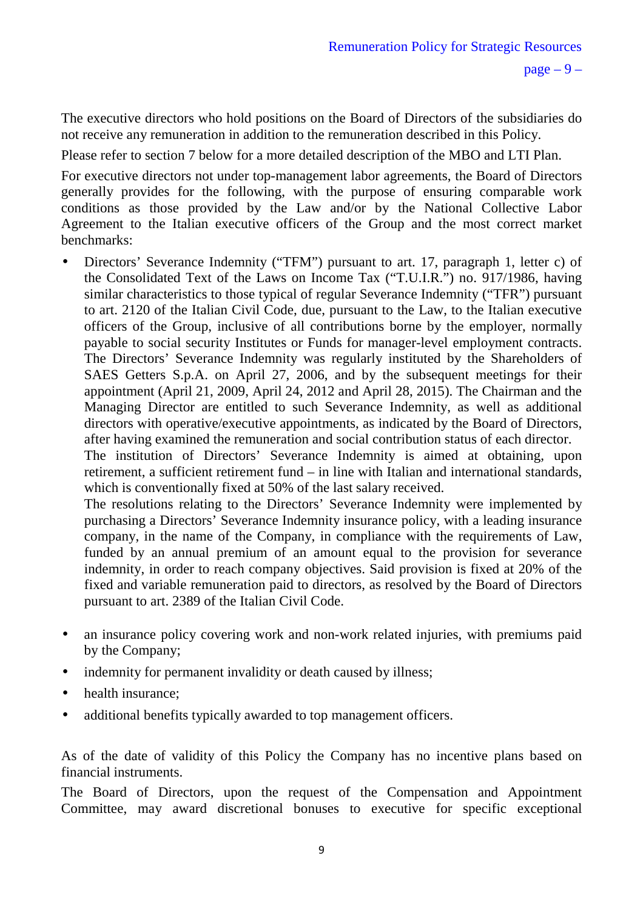The executive directors who hold positions on the Board of Directors of the subsidiaries do not receive any remuneration in addition to the remuneration described in this Policy.

Please refer to section 7 below for a more detailed description of the MBO and LTI Plan.

For executive directors not under top-management labor agreements, the Board of Directors generally provides for the following, with the purpose of ensuring comparable work conditions as those provided by the Law and/or by the National Collective Labor Agreement to the Italian executive officers of the Group and the most correct market benchmarks:

- Directors' Severance Indemnity ("TFM") pursuant to art. 17, paragraph 1, letter c) of the Consolidated Text of the Laws on Income Tax ("T.U.I.R.") no. 917/1986, having similar characteristics to those typical of regular Severance Indemnity ("TFR") pursuant to art. 2120 of the Italian Civil Code, due, pursuant to the Law, to the Italian executive officers of the Group, inclusive of all contributions borne by the employer, normally payable to social security Institutes or Funds for manager-level employment contracts. The Directors' Severance Indemnity was regularly instituted by the Shareholders of SAES Getters S.p.A. on April 27, 2006, and by the subsequent meetings for their appointment (April 21, 2009, April 24, 2012 and April 28, 2015). The Chairman and the Managing Director are entitled to such Severance Indemnity, as well as additional directors with operative/executive appointments, as indicated by the Board of Directors, after having examined the remuneration and social contribution status of each director.
  The institution of Directors' Severance Indemnity is aimed at obtaining, upon retirement, a sufficient retirement fund – in line with Italian and international standards, which is conventionally fixed at 50% of the last salary received.
  The resolutions relating to the Directors' Severance Indemnity were implemented by purchasing a Directors' Severance Indemnity insurance policy, with a leading insurance company, in the name of the Company, in compliance with the requirements of Law, funded by an annual premium of an amount equal to the provision for severance indemnity, in order to reach company objectives. Said provision is fixed at 20% of the fixed and variable remuneration paid to directors, as resolved by the Board of Directors pursuant to art. 2389 of the Italian Civil Code.

- an insurance policy covering work and non-work related injuries, with premiums paid by the Company;
- indemnity for permanent invalidity or death caused by illness;
- health insurance;
- additional benefits typically awarded to top management officers.

As of the date of validity of this Policy the Company has no incentive plans based on financial instruments.

The Board of Directors, upon the request of the Compensation and Appointment Committee, may award discretional bonuses to executive for specific exceptional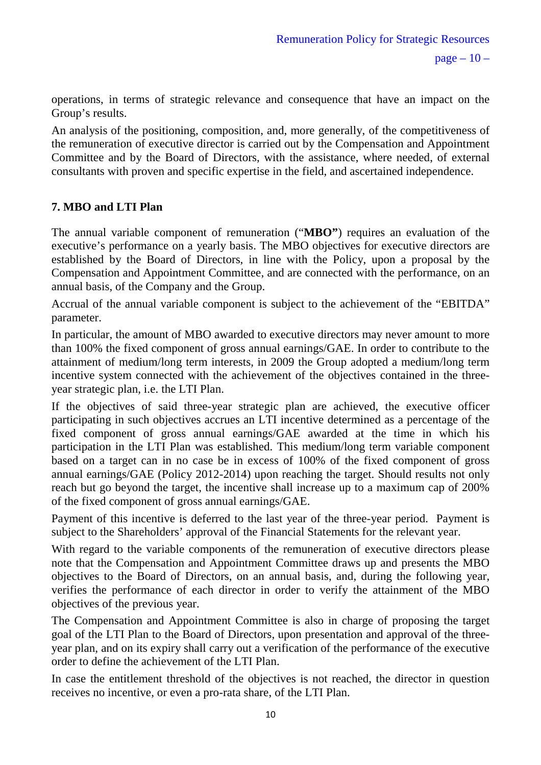operations, in terms of strategic relevance and consequence that have an impact on the Group's results.

An analysis of the positioning, composition, and, more generally, of the competitiveness of the remuneration of executive director is carried out by the Compensation and Appointment Committee and by the Board of Directors, with the assistance, where needed, of external consultants with proven and specific expertise in the field, and ascertained independence.

## 7. MBO and LTI Plan

The annual variable component of remuneration ("**MBO"**) requires an evaluation of the executive's performance on a yearly basis. The MBO objectives for executive directors are established by the Board of Directors, in line with the Policy, upon a proposal by the Compensation and Appointment Committee, and are connected with the performance, on an annual basis, of the Company and the Group.

Accrual of the annual variable component is subject to the achievement of the "EBITDA" parameter.

In particular, the amount of MBO awarded to executive directors may never amount to more than 100% the fixed component of gross annual earnings/GAE. In order to contribute to the attainment of medium/long term interests, in 2009 the Group adopted a medium/long term incentive system connected with the achievement of the objectives contained in the three-year strategic plan, i.e. the LTI Plan.

If the objectives of said three-year strategic plan are achieved, the executive officer participating in such objectives accrues an LTI incentive determined as a percentage of the fixed component of gross annual earnings/GAE awarded at the time in which his participation in the LTI Plan was established. This medium/long term variable component based on a target can in no case be in excess of 100% of the fixed component of gross annual earnings/GAE (Policy 2012-2014) upon reaching the target. Should results not only reach but go beyond the target, the incentive shall increase up to a maximum cap of 200% of the fixed component of gross annual earnings/GAE.

Payment of this incentive is deferred to the last year of the three-year period. Payment is subject to the Shareholders' approval of the Financial Statements for the relevant year.

With regard to the variable components of the remuneration of executive directors please note that the Compensation and Appointment Committee draws up and presents the MBO objectives to the Board of Directors, on an annual basis, and, during the following year, verifies the performance of each director in order to verify the attainment of the MBO objectives of the previous year.

The Compensation and Appointment Committee is also in charge of proposing the target goal of the LTI Plan to the Board of Directors, upon presentation and approval of the three-year plan, and on its expiry shall carry out a verification of the performance of the executive order to define the achievement of the LTI Plan.

In case the entitlement threshold of the objectives is not reached, the director in question receives no incentive, or even a pro-rata share, of the LTI Plan.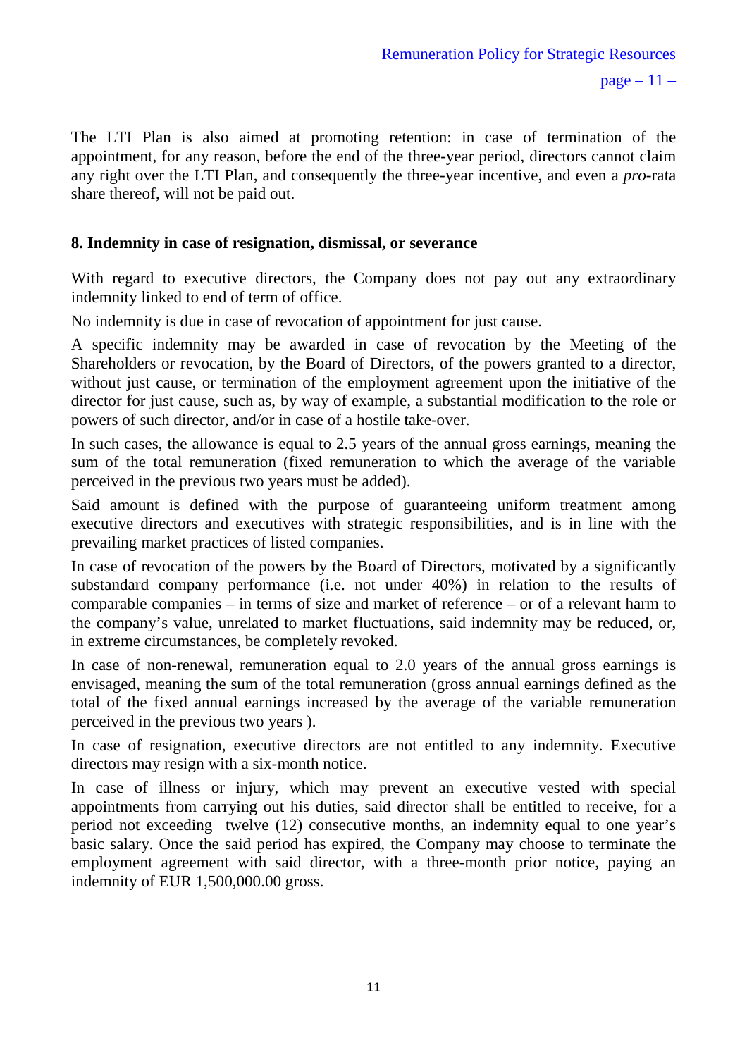The LTI Plan is also aimed at promoting retention: in case of termination of the appointment, for any reason, before the end of the three-year period, directors cannot claim any right over the LTI Plan, and consequently the three-year incentive, and even a *pro*-rata share thereof, will not be paid out.

**8. Indemnity in case of resignation, dismissal, or severance**

With regard to executive directors, the Company does not pay out any extraordinary indemnity linked to end of term of office.

No indemnity is due in case of revocation of appointment for just cause.

A specific indemnity may be awarded in case of revocation by the Meeting of the Shareholders or revocation, by the Board of Directors, of the powers granted to a director, without just cause, or termination of the employment agreement upon the initiative of the director for just cause, such as, by way of example, a substantial modification to the role or powers of such director, and/or in case of a hostile take-over.

In such cases, the allowance is equal to 2.5 years of the annual gross earnings, meaning the sum of the total remuneration (fixed remuneration to which the average of the variable perceived in the previous two years must be added).

Said amount is defined with the purpose of guaranteeing uniform treatment among executive directors and executives with strategic responsibilities, and is in line with the prevailing market practices of listed companies.

In case of revocation of the powers by the Board of Directors, motivated by a significantly substandard company performance (i.e. not under 40%) in relation to the results of comparable companies – in terms of size and market of reference – or of a relevant harm to the company's value, unrelated to market fluctuations, said indemnity may be reduced, or, in extreme circumstances, be completely revoked.

In case of non-renewal, remuneration equal to 2.0 years of the annual gross earnings is envisaged, meaning the sum of the total remuneration (gross annual earnings defined as the total of the fixed annual earnings increased by the average of the variable remuneration perceived in the previous two years ).

In case of resignation, executive directors are not entitled to any indemnity. Executive directors may resign with a six-month notice.

In case of illness or injury, which may prevent an executive vested with special appointments from carrying out his duties, said director shall be entitled to receive, for a period not exceeding twelve (12) consecutive months, an indemnity equal to one year's basic salary. Once the said period has expired, the Company may choose to terminate the employment agreement with said director, with a three-month prior notice, paying an indemnity of EUR 1,500,000.00 gross.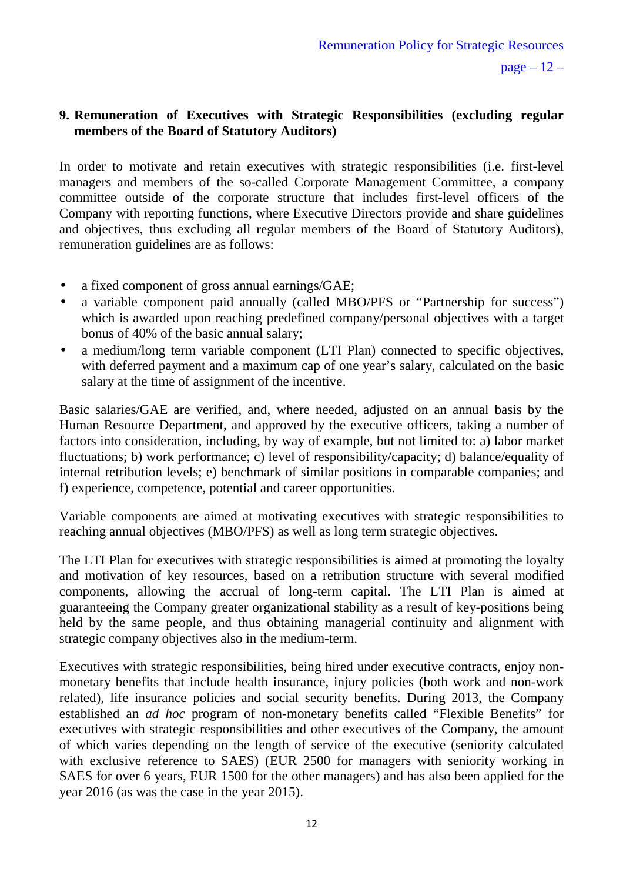## 9. Remuneration of Executives with Strategic Responsibilities (excluding regular members of the Board of Statutory Auditors)

In order to motivate and retain executives with strategic responsibilities (i.e. first-level managers and members of the so-called Corporate Management Committee, a company committee outside of the corporate structure that includes first-level officers of the Company with reporting functions, where Executive Directors provide and share guidelines and objectives, thus excluding all regular members of the Board of Statutory Auditors), remuneration guidelines are as follows:

- a fixed component of gross annual earnings/GAE;
- a variable component paid annually (called MBO/PFS or "Partnership for success") which is awarded upon reaching predefined company/personal objectives with a target bonus of 40% of the basic annual salary;
- a medium/long term variable component (LTI Plan) connected to specific objectives, with deferred payment and a maximum cap of one year's salary, calculated on the basic salary at the time of assignment of the incentive.

Basic salaries/GAE are verified, and, where needed, adjusted on an annual basis by the Human Resource Department, and approved by the executive officers, taking a number of factors into consideration, including, by way of example, but not limited to: a) labor market fluctuations; b) work performance; c) level of responsibility/capacity; d) balance/equality of internal retribution levels; e) benchmark of similar positions in comparable companies; and f) experience, competence, potential and career opportunities.

Variable components are aimed at motivating executives with strategic responsibilities to reaching annual objectives (MBO/PFS) as well as long term strategic objectives.

The LTI Plan for executives with strategic responsibilities is aimed at promoting the loyalty and motivation of key resources, based on a retribution structure with several modified components, allowing the accrual of long-term capital. The LTI Plan is aimed at guaranteeing the Company greater organizational stability as a result of key-positions being held by the same people, and thus obtaining managerial continuity and alignment with strategic company objectives also in the medium-term.

Executives with strategic responsibilities, being hired under executive contracts, enjoy non-monetary benefits that include health insurance, injury policies (both work and non-work related), life insurance policies and social security benefits. During 2013, the Company established an *ad hoc* program of non-monetary benefits called "Flexible Benefits" for executives with strategic responsibilities and other executives of the Company, the amount of which varies depending on the length of service of the executive (seniority calculated with exclusive reference to SAES) (EUR 2500 for managers with seniority working in SAES for over 6 years, EUR 1500 for the other managers) and has also been applied for the year 2016 (as was the case in the year 2015).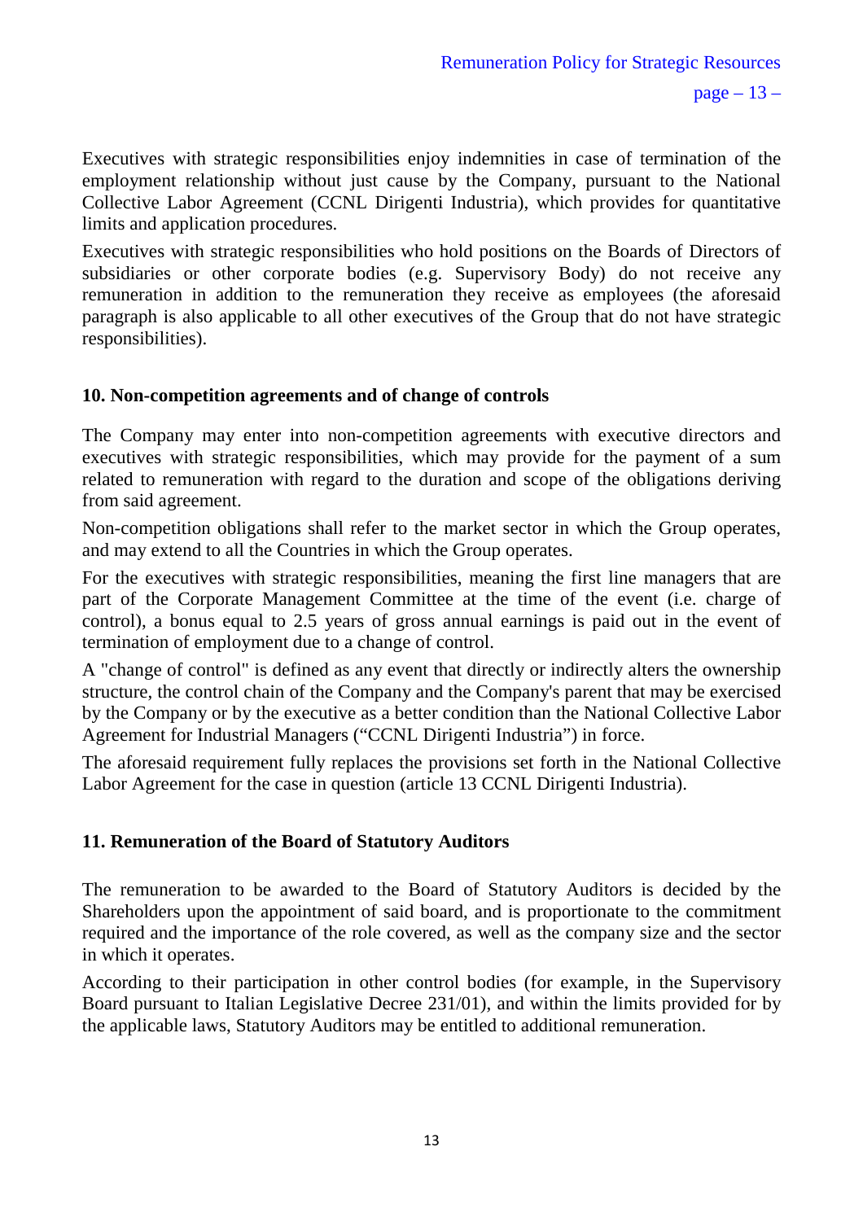Executives with strategic responsibilities enjoy indemnities in case of termination of the employment relationship without just cause by the Company, pursuant to the National Collective Labor Agreement (CCNL Dirigenti Industria), which provides for quantitative limits and application procedures.

Executives with strategic responsibilities who hold positions on the Boards of Directors of subsidiaries or other corporate bodies (e.g. Supervisory Body) do not receive any remuneration in addition to the remuneration they receive as employees (the aforesaid paragraph is also applicable to all other executives of the Group that do not have strategic responsibilities).

## 10. Non-competition agreements and of change of controls

The Company may enter into non-competition agreements with executive directors and executives with strategic responsibilities, which may provide for the payment of a sum related to remuneration with regard to the duration and scope of the obligations deriving from said agreement.

Non-competition obligations shall refer to the market sector in which the Group operates, and may extend to all the Countries in which the Group operates.

For the executives with strategic responsibilities, meaning the first line managers that are part of the Corporate Management Committee at the time of the event (i.e. charge of control), a bonus equal to 2.5 years of gross annual earnings is paid out in the event of termination of employment due to a change of control.

A "change of control" is defined as any event that directly or indirectly alters the ownership structure, the control chain of the Company and the Company's parent that may be exercised by the Company or by the executive as a better condition than the National Collective Labor Agreement for Industrial Managers ("CCNL Dirigenti Industria") in force.

The aforesaid requirement fully replaces the provisions set forth in the National Collective Labor Agreement for the case in question (article 13 CCNL Dirigenti Industria).

## 11. Remuneration of the Board of Statutory Auditors

The remuneration to be awarded to the Board of Statutory Auditors is decided by the Shareholders upon the appointment of said board, and is proportionate to the commitment required and the importance of the role covered, as well as the company size and the sector in which it operates.

According to their participation in other control bodies (for example, in the Supervisory Board pursuant to Italian Legislative Decree 231/01), and within the limits provided for by the applicable laws, Statutory Auditors may be entitled to additional remuneration.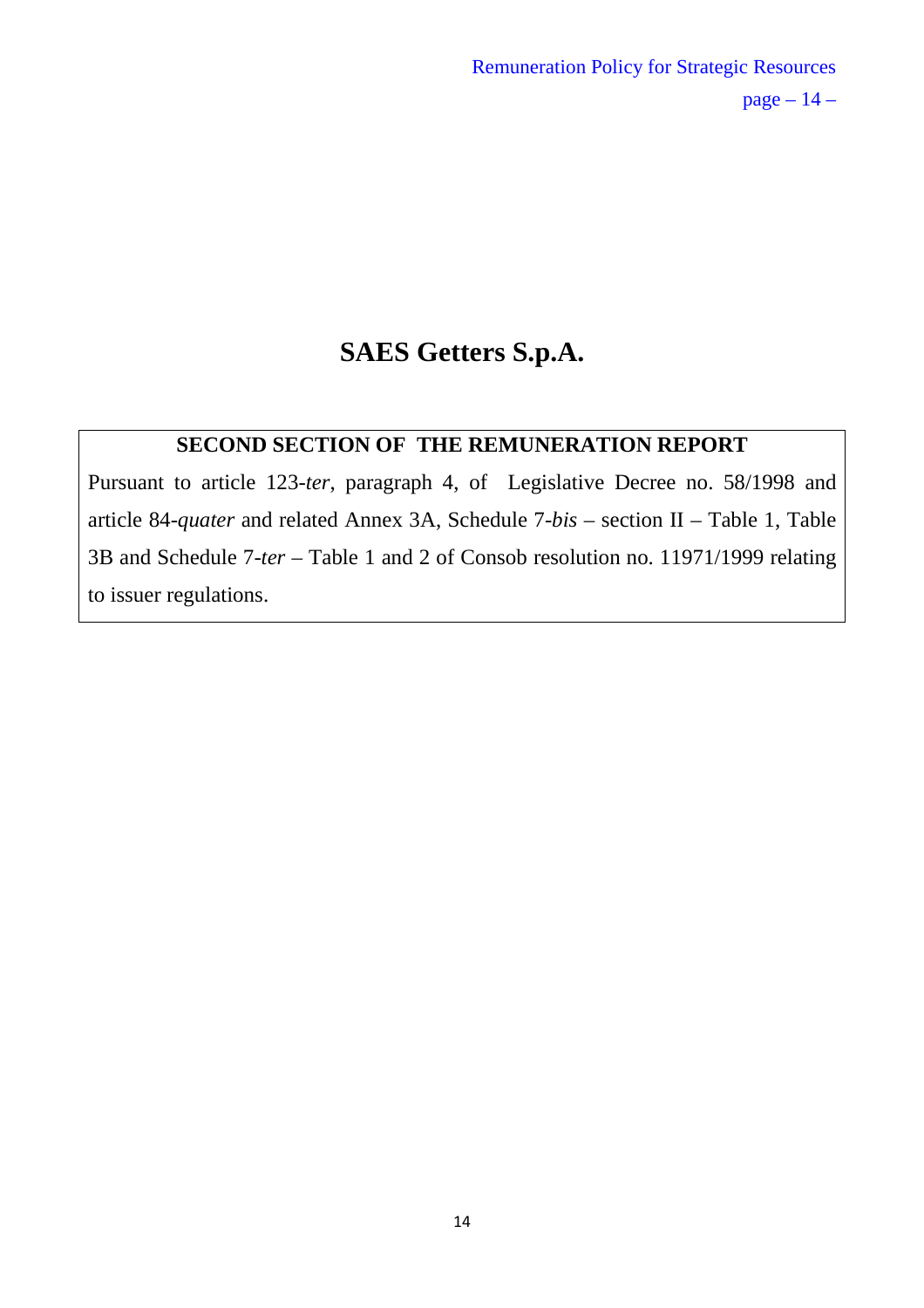# SAES Getters S.p.A.

**SECOND SECTION OF THE REMUNERATION REPORT**

Pursuant to article 123-*ter*, paragraph 4, of Legislative Decree no. 58/1998 and article 84-*quater* and related Annex 3A, Schedule 7-*bis* – section II – Table 1, Table 3B and Schedule 7-*ter* – Table 1 and 2 of Consob resolution no. 11971/1999 relating to issuer regulations.